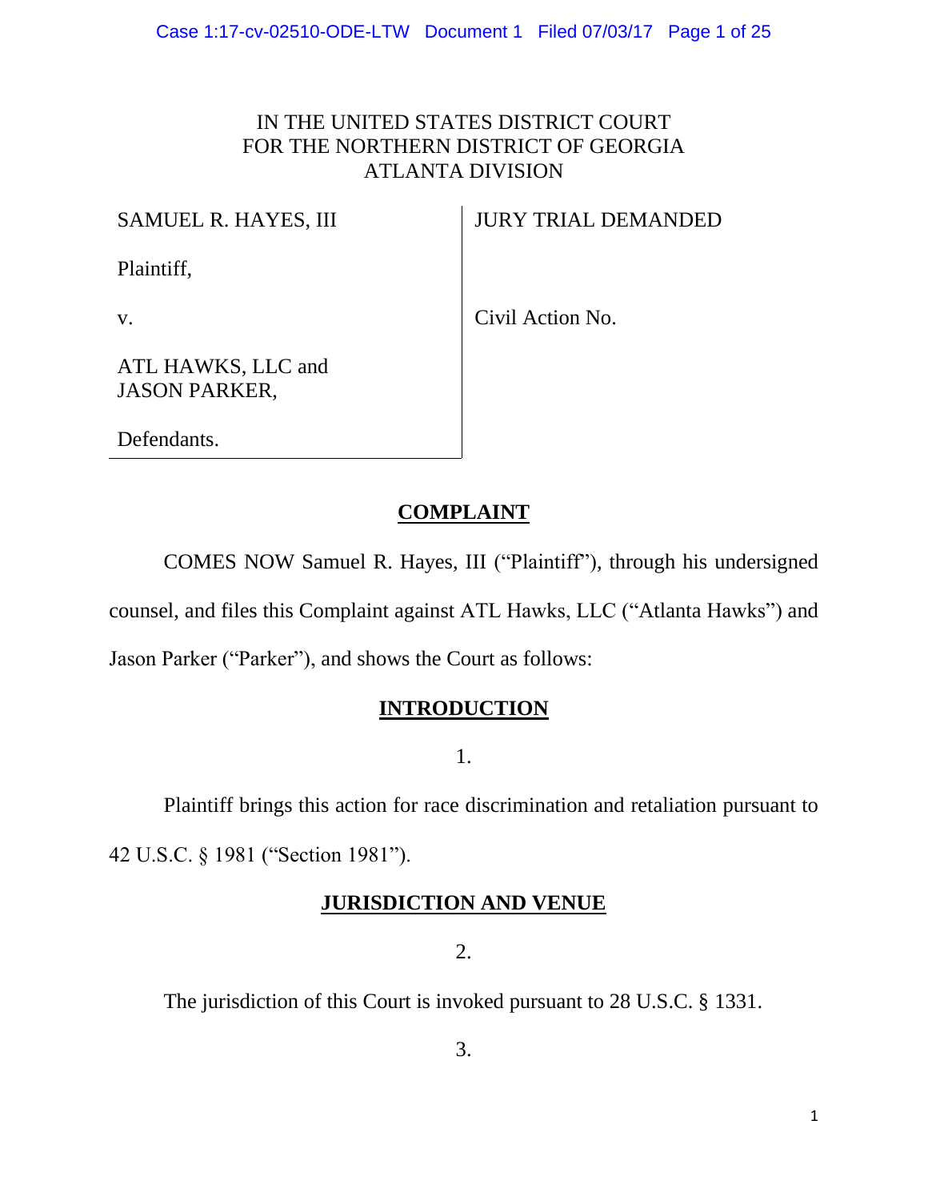IN THE UNITED STATES DISTRICT COURT
FOR THE NORTHERN DISTRICT OF GEORGIA
ATLANTA DIVISION

| | |
|---|---|
| SAMUEL R. HAYES, III | JURY TRIAL DEMANDED |
| Plaintiff, | |
| v. | Civil Action No. |
| ATL HAWKS, LLC and JASON PARKER, | |
| Defendants. | |

## COMPLAINT

COMES NOW Samuel R. Hayes, III ("Plaintiff"), through his undersigned counsel, and files this Complaint against ATL Hawks, LLC ("Atlanta Hawks") and Jason Parker ("Parker"), and shows the Court as follows:

## INTRODUCTION

1.

Plaintiff brings this action for race discrimination and retaliation pursuant to 42 U.S.C. § 1981 ("Section 1981").

## JURISDICTION AND VENUE

2.

The jurisdiction of this Court is invoked pursuant to 28 U.S.C. § 1331.

3.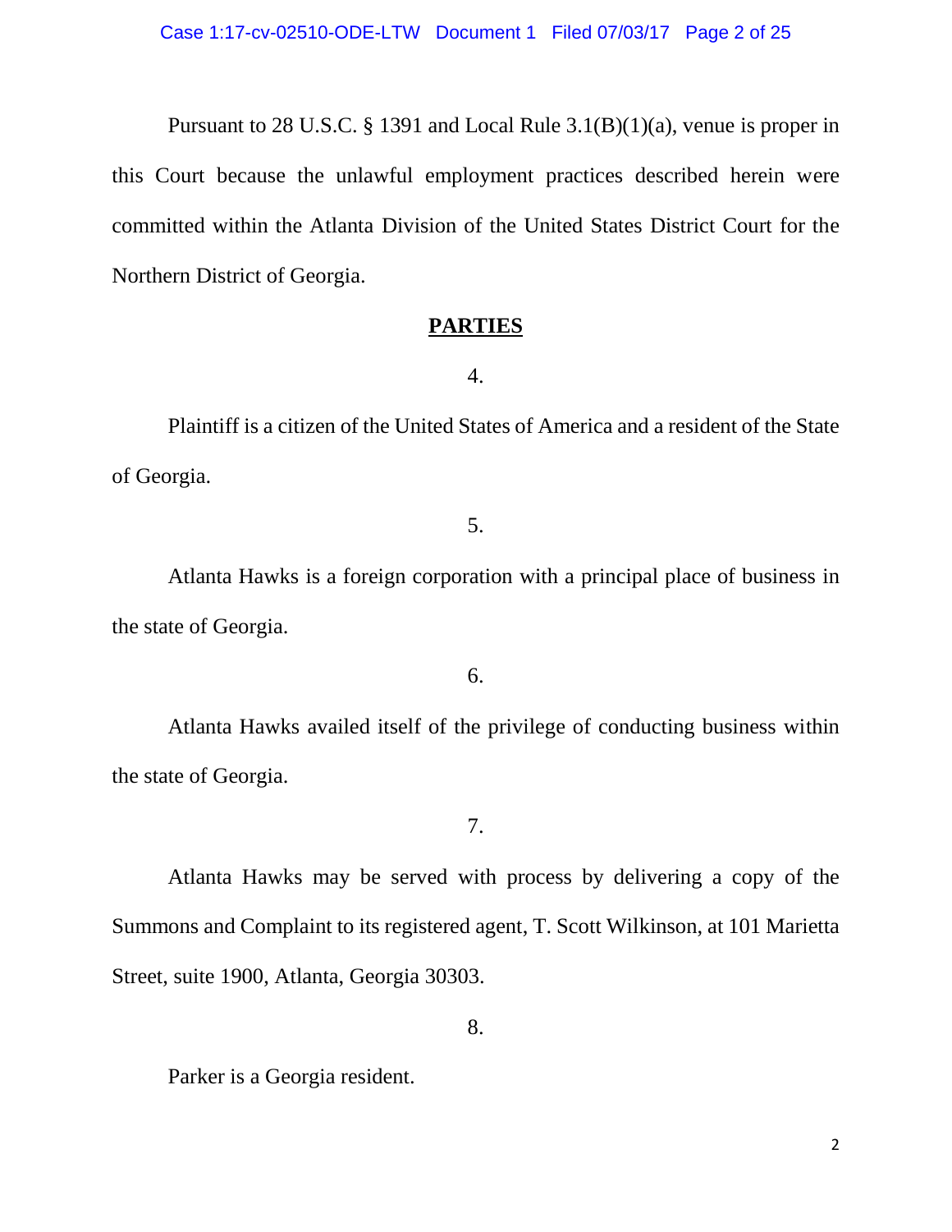Pursuant to 28 U.S.C. § 1391 and Local Rule 3.1(B)(1)(a), venue is proper in this Court because the unlawful employment practices described herein were committed within the Atlanta Division of the United States District Court for the Northern District of Georgia.

## PARTIES

4.

Plaintiff is a citizen of the United States of America and a resident of the State of Georgia.

5.

Atlanta Hawks is a foreign corporation with a principal place of business in the state of Georgia.

6.

Atlanta Hawks availed itself of the privilege of conducting business within the state of Georgia.

7.

Atlanta Hawks may be served with process by delivering a copy of the Summons and Complaint to its registered agent, T. Scott Wilkinson, at 101 Marietta Street, suite 1900, Atlanta, Georgia 30303.

8.

Parker is a Georgia resident.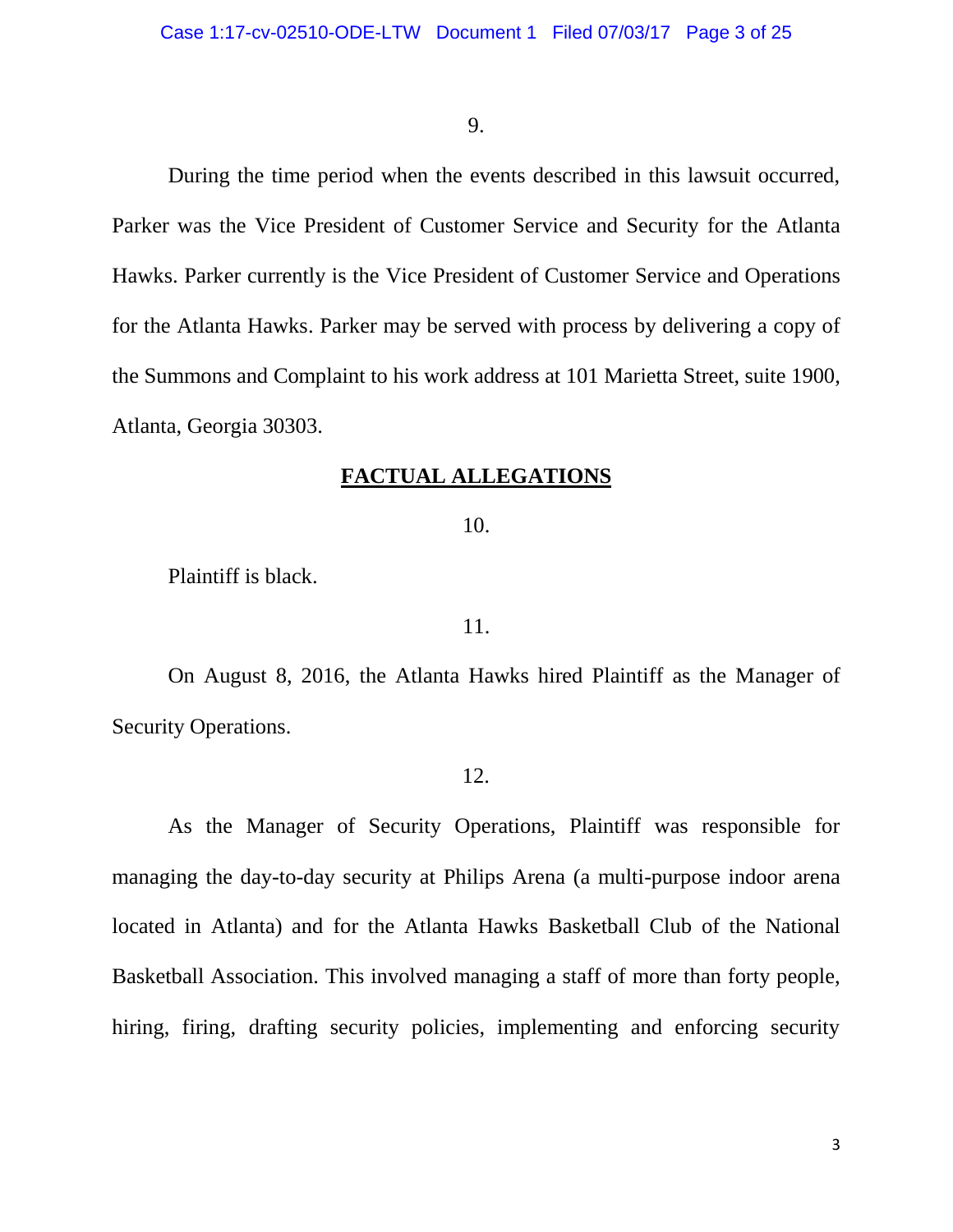9.

During the time period when the events described in this lawsuit occurred, Parker was the Vice President of Customer Service and Security for the Atlanta Hawks. Parker currently is the Vice President of Customer Service and Operations for the Atlanta Hawks. Parker may be served with process by delivering a copy of the Summons and Complaint to his work address at 101 Marietta Street, suite 1900, Atlanta, Georgia 30303.

## FACTUAL ALLEGATIONS

10.

Plaintiff is black.

11.

On August 8, 2016, the Atlanta Hawks hired Plaintiff as the Manager of Security Operations.

12.

As the Manager of Security Operations, Plaintiff was responsible for managing the day-to-day security at Philips Arena (a multi-purpose indoor arena located in Atlanta) and for the Atlanta Hawks Basketball Club of the National Basketball Association. This involved managing a staff of more than forty people, hiring, firing, drafting security policies, implementing and enforcing security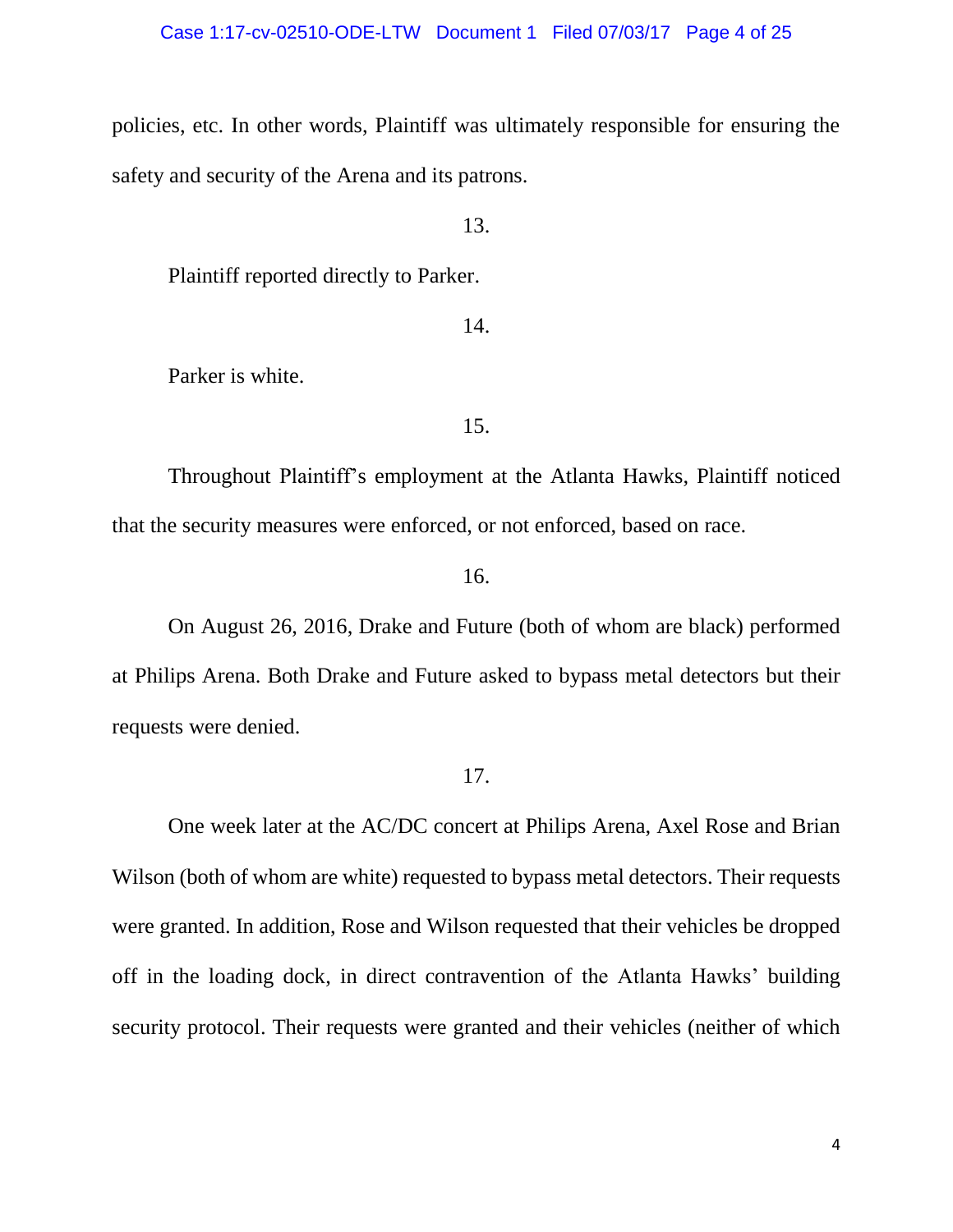policies, etc. In other words, Plaintiff was ultimately responsible for ensuring the safety and security of the Arena and its patrons.

13.

Plaintiff reported directly to Parker.

14.

Parker is white.

15.

Throughout Plaintiff's employment at the Atlanta Hawks, Plaintiff noticed that the security measures were enforced, or not enforced, based on race.

16.

On August 26, 2016, Drake and Future (both of whom are black) performed at Philips Arena. Both Drake and Future asked to bypass metal detectors but their requests were denied.

17.

One week later at the AC/DC concert at Philips Arena, Axel Rose and Brian Wilson (both of whom are white) requested to bypass metal detectors. Their requests were granted. In addition, Rose and Wilson requested that their vehicles be dropped off in the loading dock, in direct contravention of the Atlanta Hawks' building security protocol. Their requests were granted and their vehicles (neither of which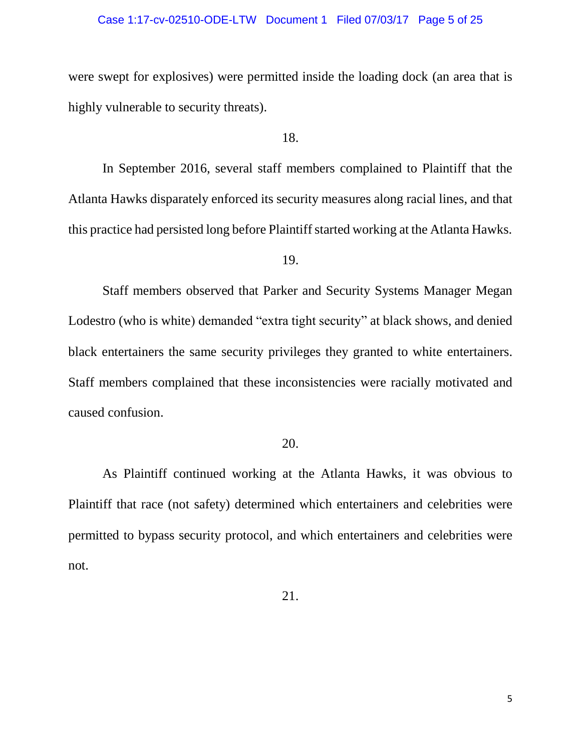were swept for explosives) were permitted inside the loading dock (an area that is highly vulnerable to security threats).

18.

In September 2016, several staff members complained to Plaintiff that the Atlanta Hawks disparately enforced its security measures along racial lines, and that this practice had persisted long before Plaintiff started working at the Atlanta Hawks.

19.

Staff members observed that Parker and Security Systems Manager Megan Lodestro (who is white) demanded "extra tight security" at black shows, and denied black entertainers the same security privileges they granted to white entertainers. Staff members complained that these inconsistencies were racially motivated and caused confusion.

20.

As Plaintiff continued working at the Atlanta Hawks, it was obvious to Plaintiff that race (not safety) determined which entertainers and celebrities were permitted to bypass security protocol, and which entertainers and celebrities were not.

21.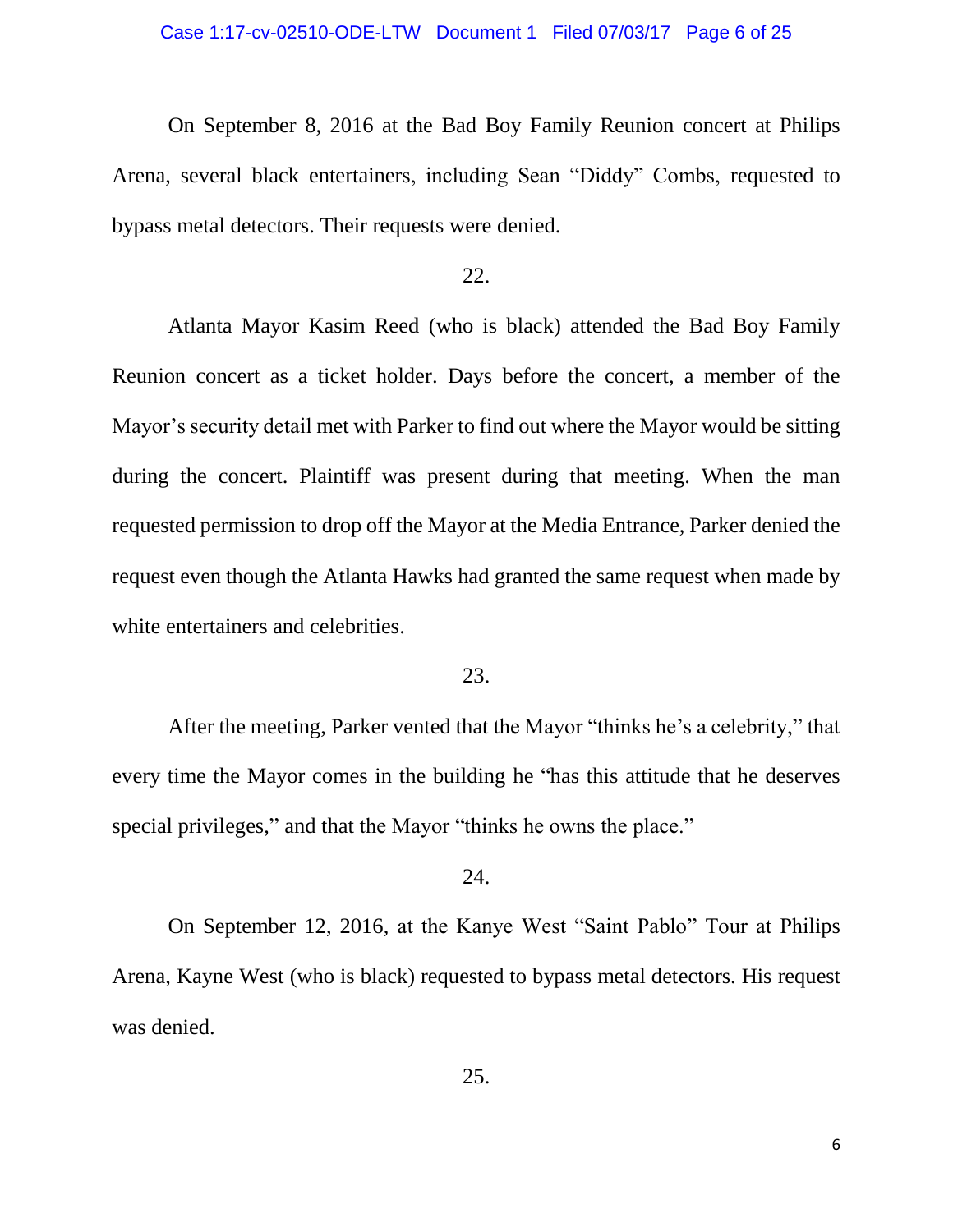On September 8, 2016 at the Bad Boy Family Reunion concert at Philips Arena, several black entertainers, including Sean "Diddy" Combs, requested to bypass metal detectors. Their requests were denied.

22.

Atlanta Mayor Kasim Reed (who is black) attended the Bad Boy Family Reunion concert as a ticket holder. Days before the concert, a member of the Mayor's security detail met with Parker to find out where the Mayor would be sitting during the concert. Plaintiff was present during that meeting. When the man requested permission to drop off the Mayor at the Media Entrance, Parker denied the request even though the Atlanta Hawks had granted the same request when made by white entertainers and celebrities.

23.

After the meeting, Parker vented that the Mayor "thinks he's a celebrity," that every time the Mayor comes in the building he "has this attitude that he deserves special privileges," and that the Mayor "thinks he owns the place."

24.

On September 12, 2016, at the Kanye West "Saint Pablo" Tour at Philips Arena, Kayne West (who is black) requested to bypass metal detectors. His request was denied.

25.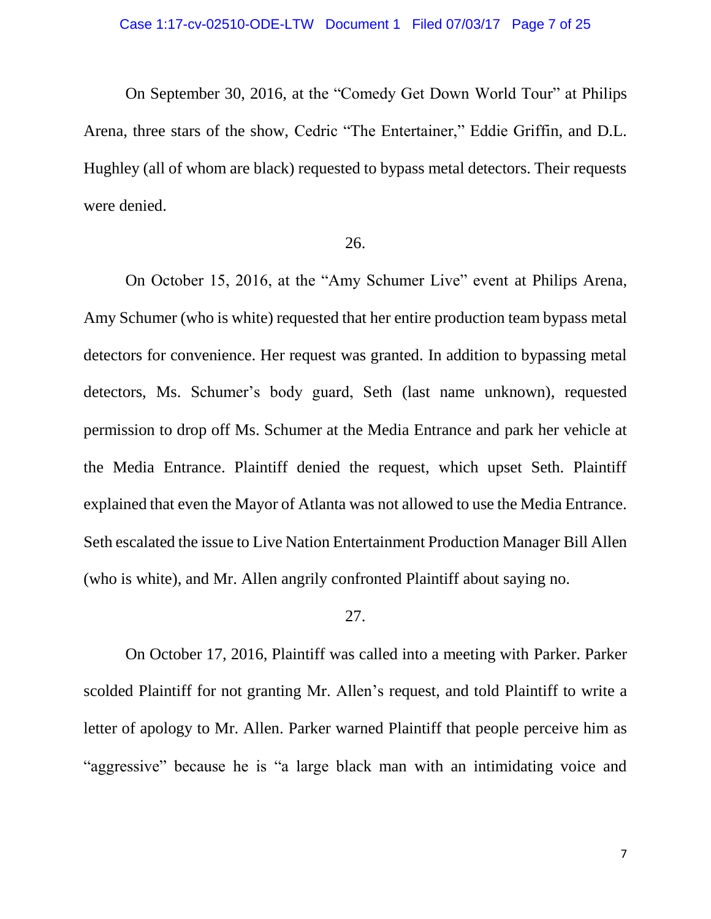On September 30, 2016, at the "Comedy Get Down World Tour" at Philips Arena, three stars of the show, Cedric "The Entertainer," Eddie Griffin, and D.L. Hughley (all of whom are black) requested to bypass metal detectors. Their requests were denied.

26.

On October 15, 2016, at the "Amy Schumer Live" event at Philips Arena, Amy Schumer (who is white) requested that her entire production team bypass metal detectors for convenience. Her request was granted. In addition to bypassing metal detectors, Ms. Schumer's body guard, Seth (last name unknown), requested permission to drop off Ms. Schumer at the Media Entrance and park her vehicle at the Media Entrance. Plaintiff denied the request, which upset Seth. Plaintiff explained that even the Mayor of Atlanta was not allowed to use the Media Entrance. Seth escalated the issue to Live Nation Entertainment Production Manager Bill Allen (who is white), and Mr. Allen angrily confronted Plaintiff about saying no.

27.

On October 17, 2016, Plaintiff was called into a meeting with Parker. Parker scolded Plaintiff for not granting Mr. Allen's request, and told Plaintiff to write a letter of apology to Mr. Allen. Parker warned Plaintiff that people perceive him as "aggressive" because he is "a large black man with an intimidating voice and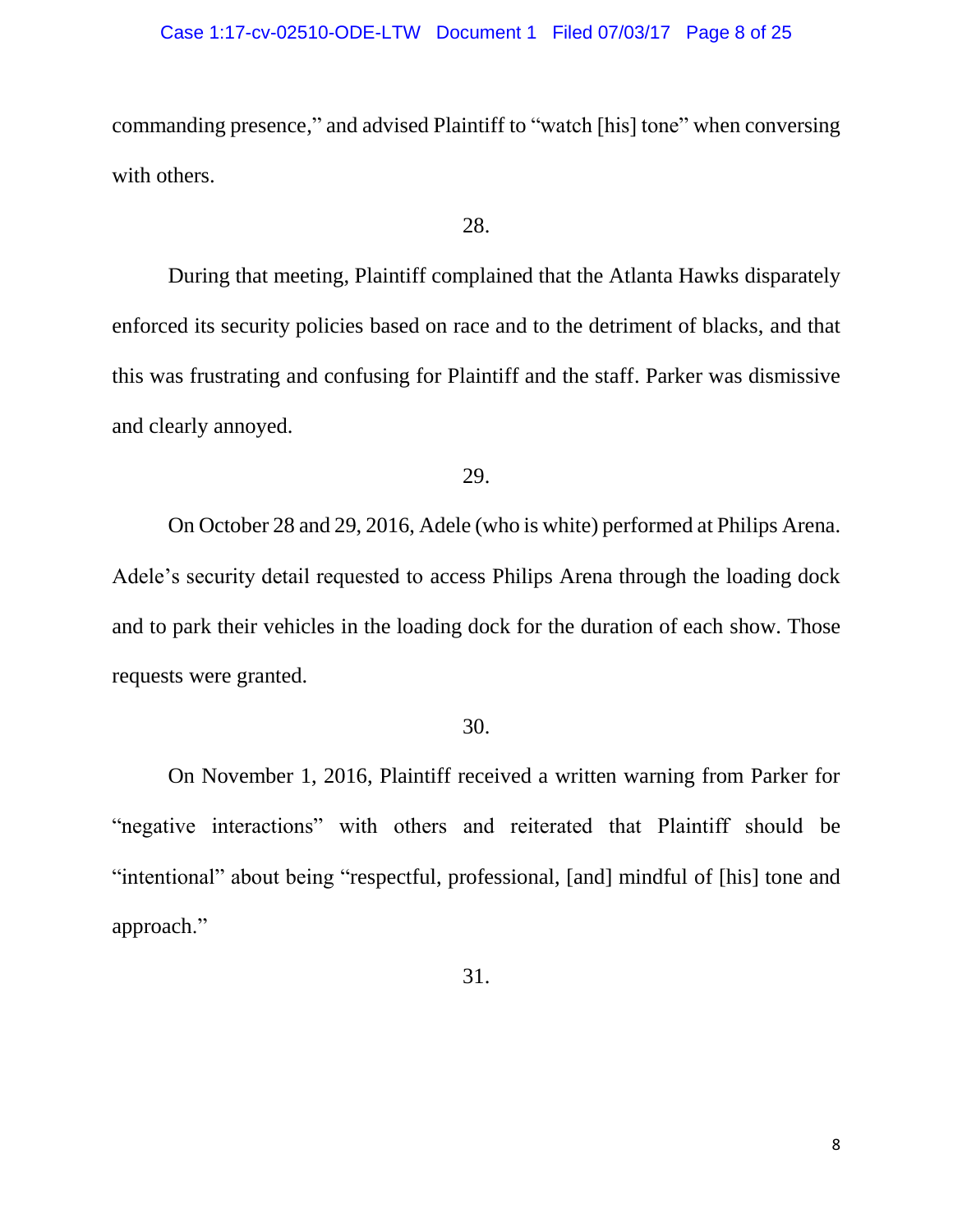commanding presence," and advised Plaintiff to "watch [his] tone" when conversing with others.

28.

During that meeting, Plaintiff complained that the Atlanta Hawks disparately enforced its security policies based on race and to the detriment of blacks, and that this was frustrating and confusing for Plaintiff and the staff. Parker was dismissive and clearly annoyed.

29.

On October 28 and 29, 2016, Adele (who is white) performed at Philips Arena. Adele's security detail requested to access Philips Arena through the loading dock and to park their vehicles in the loading dock for the duration of each show. Those requests were granted.

30.

On November 1, 2016, Plaintiff received a written warning from Parker for "negative interactions" with others and reiterated that Plaintiff should be "intentional" about being "respectful, professional, [and] mindful of [his] tone and approach."

31.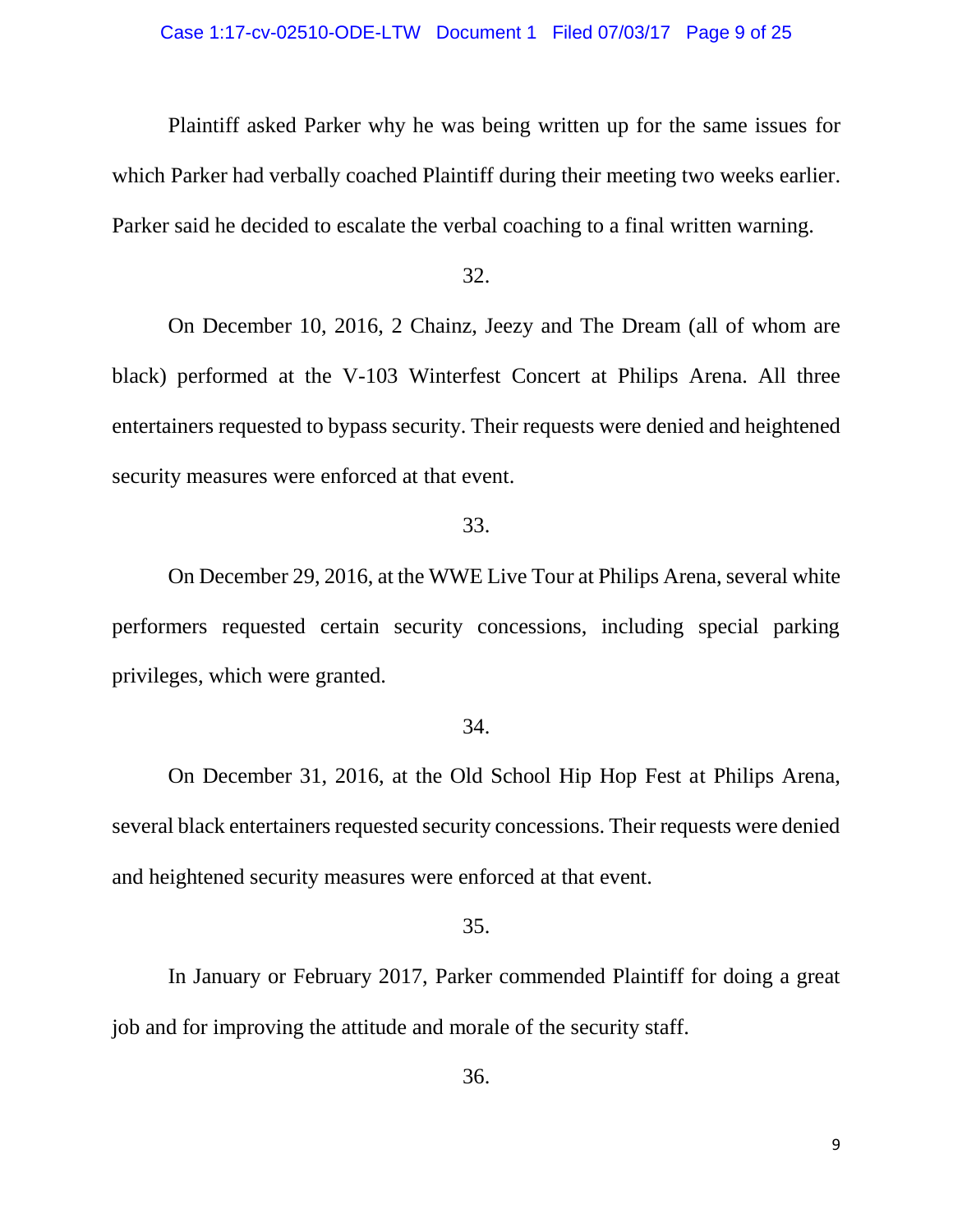Plaintiff asked Parker why he was being written up for the same issues for which Parker had verbally coached Plaintiff during their meeting two weeks earlier. Parker said he decided to escalate the verbal coaching to a final written warning.

32.

On December 10, 2016, 2 Chainz, Jeezy and The Dream (all of whom are black) performed at the V-103 Winterfest Concert at Philips Arena. All three entertainers requested to bypass security. Their requests were denied and heightened security measures were enforced at that event.

33.

On December 29, 2016, at the WWE Live Tour at Philips Arena, several white performers requested certain security concessions, including special parking privileges, which were granted.

34.

On December 31, 2016, at the Old School Hip Hop Fest at Philips Arena, several black entertainers requested security concessions. Their requests were denied and heightened security measures were enforced at that event.

35.

In January or February 2017, Parker commended Plaintiff for doing a great job and for improving the attitude and morale of the security staff.

36.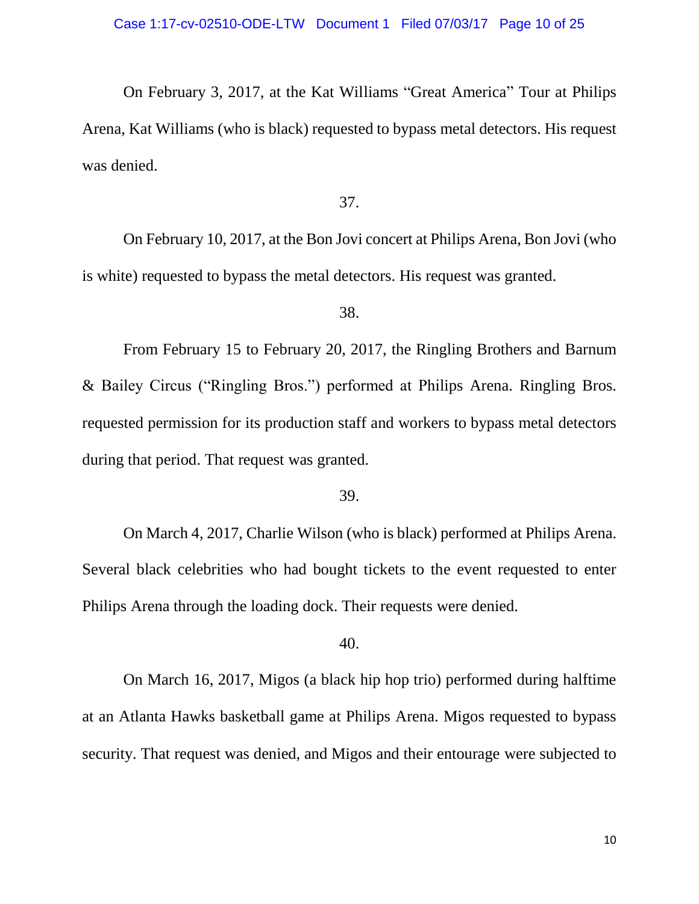On February 3, 2017, at the Kat Williams "Great America" Tour at Philips Arena, Kat Williams (who is black) requested to bypass metal detectors. His request was denied.

37.

On February 10, 2017, at the Bon Jovi concert at Philips Arena, Bon Jovi (who is white) requested to bypass the metal detectors. His request was granted.

38.

From February 15 to February 20, 2017, the Ringling Brothers and Barnum & Bailey Circus ("Ringling Bros.") performed at Philips Arena. Ringling Bros. requested permission for its production staff and workers to bypass metal detectors during that period. That request was granted.

39.

On March 4, 2017, Charlie Wilson (who is black) performed at Philips Arena. Several black celebrities who had bought tickets to the event requested to enter Philips Arena through the loading dock. Their requests were denied.

40.

On March 16, 2017, Migos (a black hip hop trio) performed during halftime at an Atlanta Hawks basketball game at Philips Arena. Migos requested to bypass security. That request was denied, and Migos and their entourage were subjected to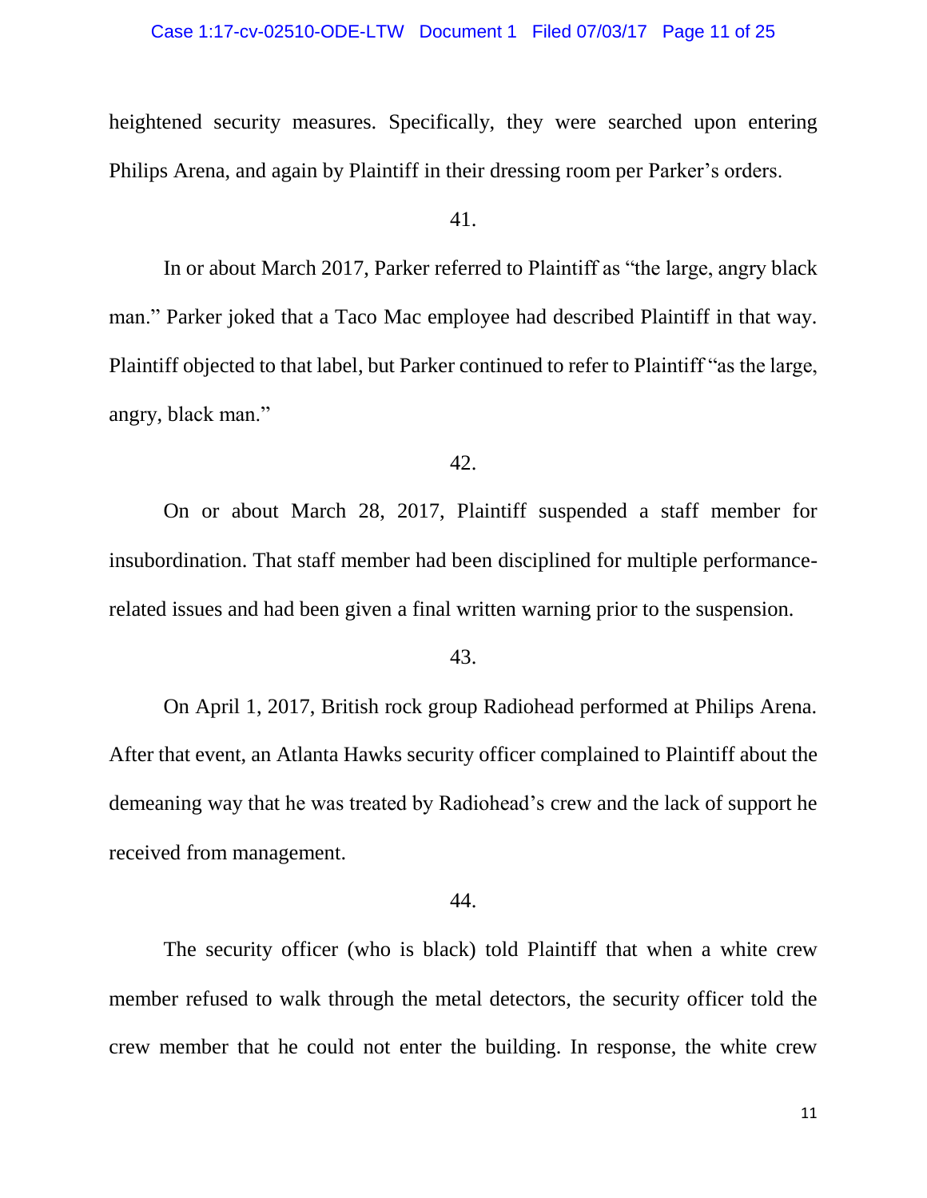heightened security measures. Specifically, they were searched upon entering Philips Arena, and again by Plaintiff in their dressing room per Parker's orders.

41.

In or about March 2017, Parker referred to Plaintiff as "the large, angry black man." Parker joked that a Taco Mac employee had described Plaintiff in that way. Plaintiff objected to that label, but Parker continued to refer to Plaintiff "as the large, angry, black man."

42.

On or about March 28, 2017, Plaintiff suspended a staff member for insubordination. That staff member had been disciplined for multiple performance-related issues and had been given a final written warning prior to the suspension.

43.

On April 1, 2017, British rock group Radiohead performed at Philips Arena. After that event, an Atlanta Hawks security officer complained to Plaintiff about the demeaning way that he was treated by Radiohead's crew and the lack of support he received from management.

44.

The security officer (who is black) told Plaintiff that when a white crew member refused to walk through the metal detectors, the security officer told the crew member that he could not enter the building. In response, the white crew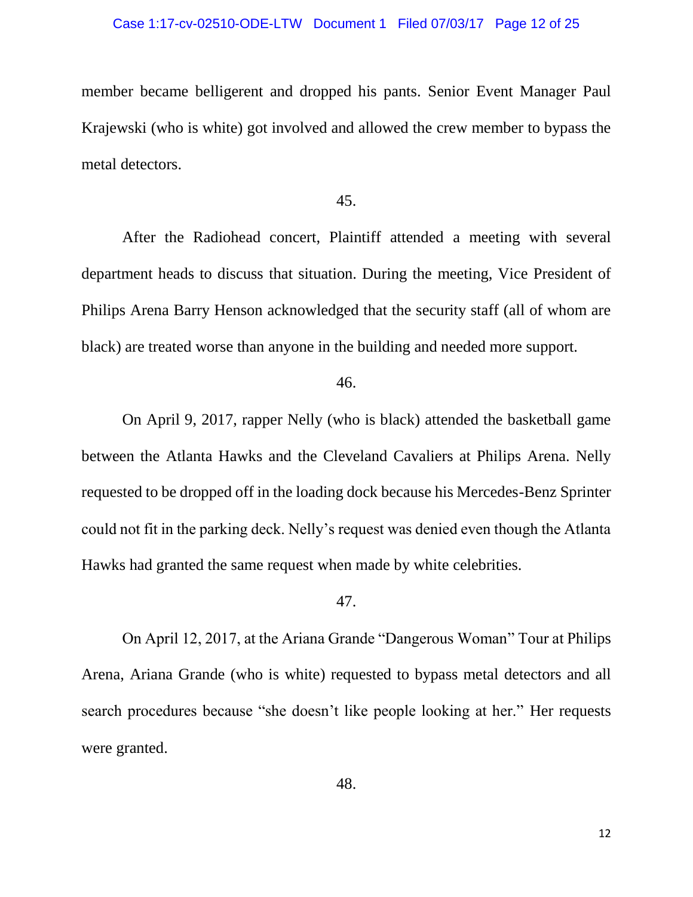member became belligerent and dropped his pants. Senior Event Manager Paul Krajewski (who is white) got involved and allowed the crew member to bypass the metal detectors.

45.

After the Radiohead concert, Plaintiff attended a meeting with several department heads to discuss that situation. During the meeting, Vice President of Philips Arena Barry Henson acknowledged that the security staff (all of whom are black) are treated worse than anyone in the building and needed more support.

46.

On April 9, 2017, rapper Nelly (who is black) attended the basketball game between the Atlanta Hawks and the Cleveland Cavaliers at Philips Arena. Nelly requested to be dropped off in the loading dock because his Mercedes-Benz Sprinter could not fit in the parking deck. Nelly's request was denied even though the Atlanta Hawks had granted the same request when made by white celebrities.

47.

On April 12, 2017, at the Ariana Grande "Dangerous Woman" Tour at Philips Arena, Ariana Grande (who is white) requested to bypass metal detectors and all search procedures because "she doesn't like people looking at her." Her requests were granted.

48.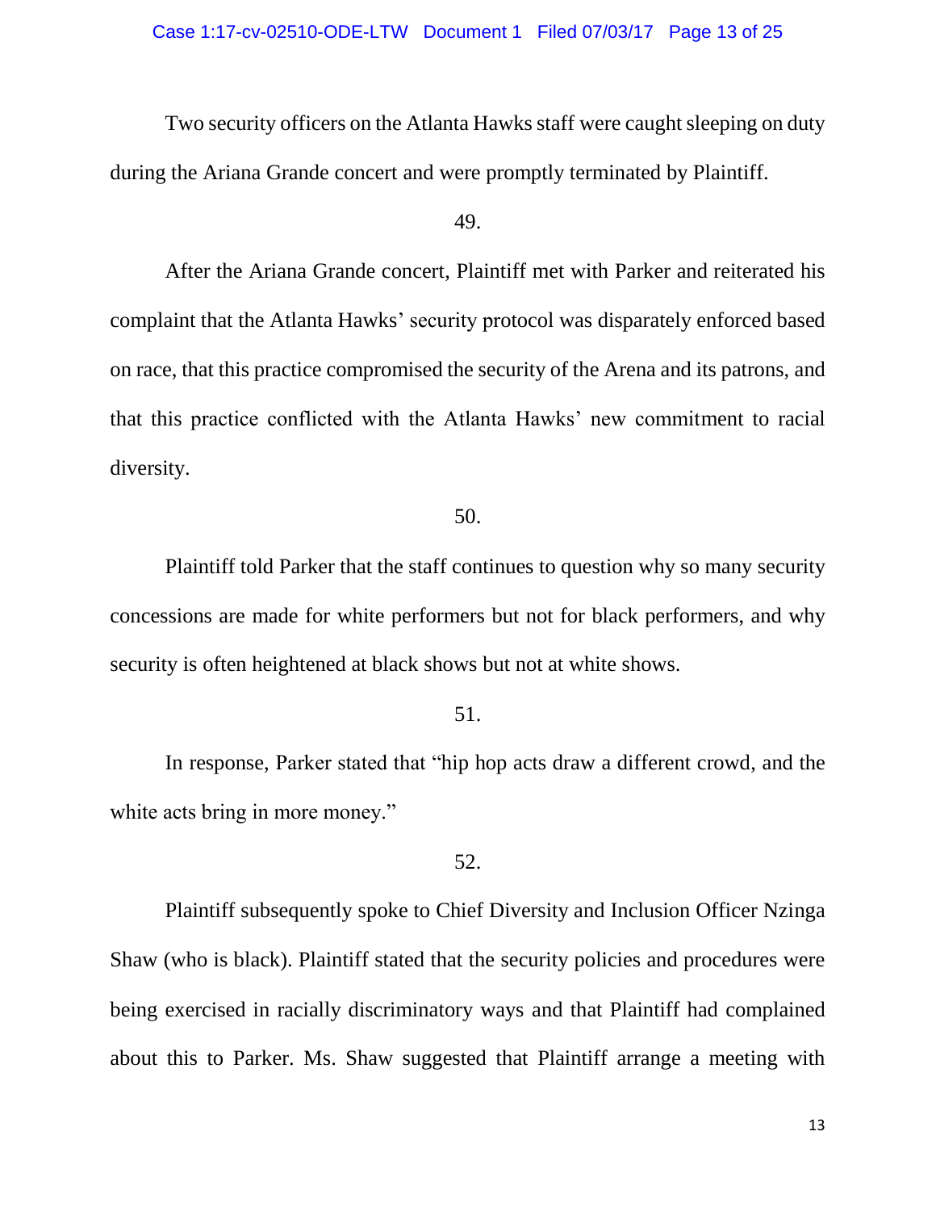Two security officers on the Atlanta Hawks staff were caught sleeping on duty during the Ariana Grande concert and were promptly terminated by Plaintiff.

49.

After the Ariana Grande concert, Plaintiff met with Parker and reiterated his complaint that the Atlanta Hawks' security protocol was disparately enforced based on race, that this practice compromised the security of the Arena and its patrons, and that this practice conflicted with the Atlanta Hawks' new commitment to racial diversity.

50.

Plaintiff told Parker that the staff continues to question why so many security concessions are made for white performers but not for black performers, and why security is often heightened at black shows but not at white shows.

51.

In response, Parker stated that "hip hop acts draw a different crowd, and the white acts bring in more money."

52.

Plaintiff subsequently spoke to Chief Diversity and Inclusion Officer Nzinga Shaw (who is black). Plaintiff stated that the security policies and procedures were being exercised in racially discriminatory ways and that Plaintiff had complained about this to Parker. Ms. Shaw suggested that Plaintiff arrange a meeting with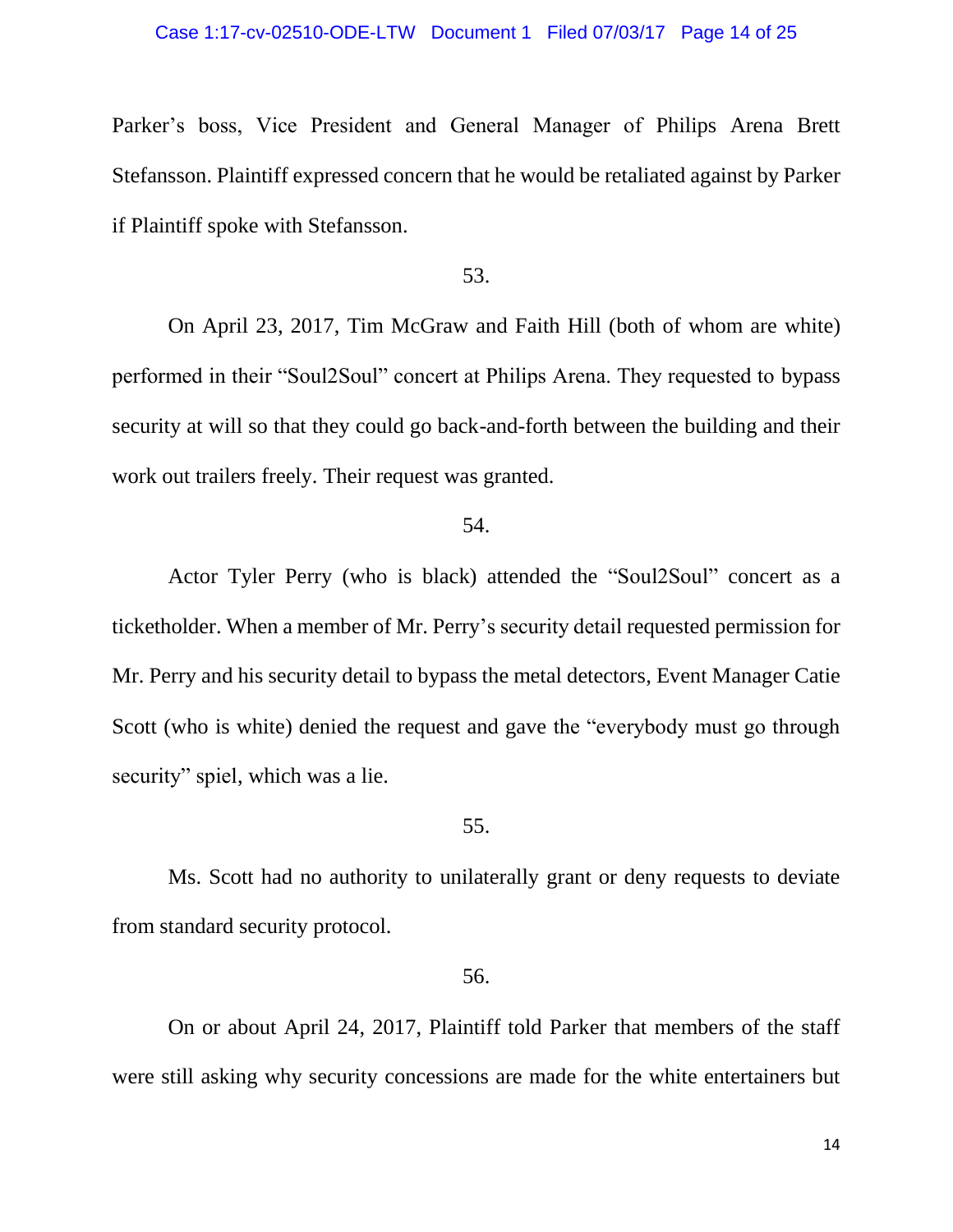Parker's boss, Vice President and General Manager of Philips Arena Brett Stefansson. Plaintiff expressed concern that he would be retaliated against by Parker if Plaintiff spoke with Stefansson.

53.

On April 23, 2017, Tim McGraw and Faith Hill (both of whom are white) performed in their "Soul2Soul" concert at Philips Arena. They requested to bypass security at will so that they could go back-and-forth between the building and their work out trailers freely. Their request was granted.

54.

Actor Tyler Perry (who is black) attended the "Soul2Soul" concert as a ticketholder. When a member of Mr. Perry's security detail requested permission for Mr. Perry and his security detail to bypass the metal detectors, Event Manager Catie Scott (who is white) denied the request and gave the "everybody must go through security" spiel, which was a lie.

55.

Ms. Scott had no authority to unilaterally grant or deny requests to deviate from standard security protocol.

56.

On or about April 24, 2017, Plaintiff told Parker that members of the staff were still asking why security concessions are made for the white entertainers but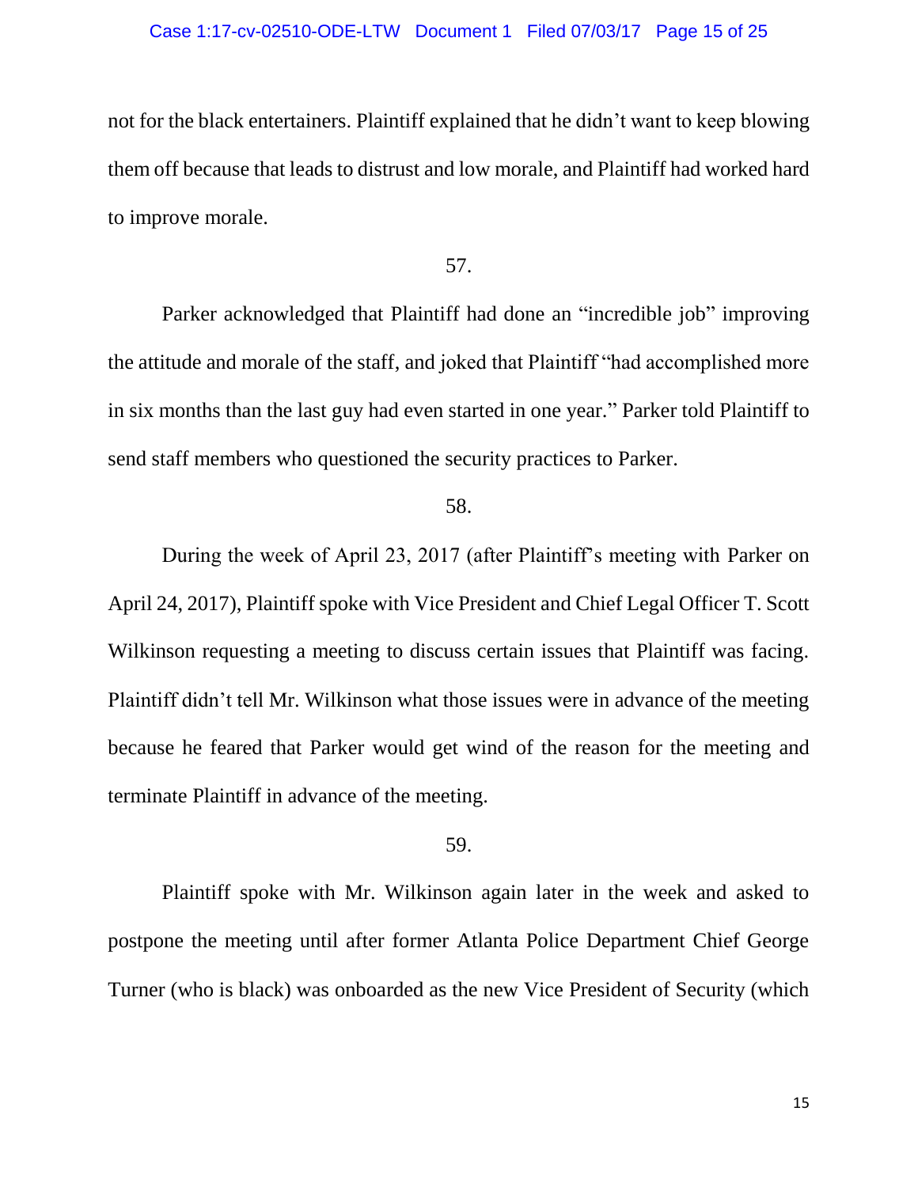not for the black entertainers. Plaintiff explained that he didn't want to keep blowing them off because that leads to distrust and low morale, and Plaintiff had worked hard to improve morale.

57.

Parker acknowledged that Plaintiff had done an "incredible job" improving the attitude and morale of the staff, and joked that Plaintiff "had accomplished more in six months than the last guy had even started in one year." Parker told Plaintiff to send staff members who questioned the security practices to Parker.

58.

During the week of April 23, 2017 (after Plaintiff's meeting with Parker on April 24, 2017), Plaintiff spoke with Vice President and Chief Legal Officer T. Scott Wilkinson requesting a meeting to discuss certain issues that Plaintiff was facing. Plaintiff didn't tell Mr. Wilkinson what those issues were in advance of the meeting because he feared that Parker would get wind of the reason for the meeting and terminate Plaintiff in advance of the meeting.

59.

Plaintiff spoke with Mr. Wilkinson again later in the week and asked to postpone the meeting until after former Atlanta Police Department Chief George Turner (who is black) was onboarded as the new Vice President of Security (which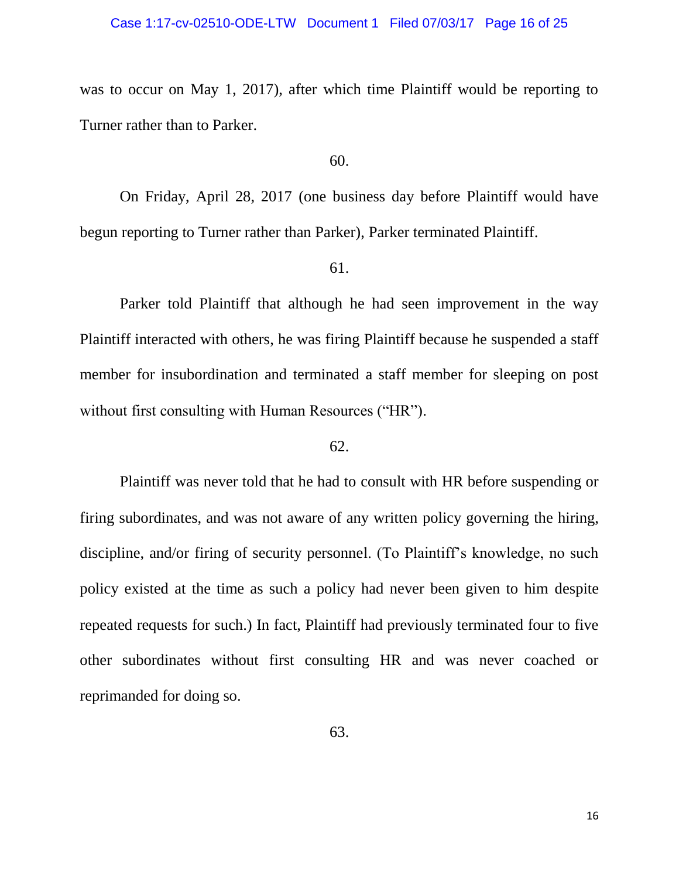was to occur on May 1, 2017), after which time Plaintiff would be reporting to Turner rather than to Parker.

60.

On Friday, April 28, 2017 (one business day before Plaintiff would have begun reporting to Turner rather than Parker), Parker terminated Plaintiff.

61.

Parker told Plaintiff that although he had seen improvement in the way Plaintiff interacted with others, he was firing Plaintiff because he suspended a staff member for insubordination and terminated a staff member for sleeping on post without first consulting with Human Resources ("HR").

62.

Plaintiff was never told that he had to consult with HR before suspending or firing subordinates, and was not aware of any written policy governing the hiring, discipline, and/or firing of security personnel. (To Plaintiff's knowledge, no such policy existed at the time as such a policy had never been given to him despite repeated requests for such.) In fact, Plaintiff had previously terminated four to five other subordinates without first consulting HR and was never coached or reprimanded for doing so.

63.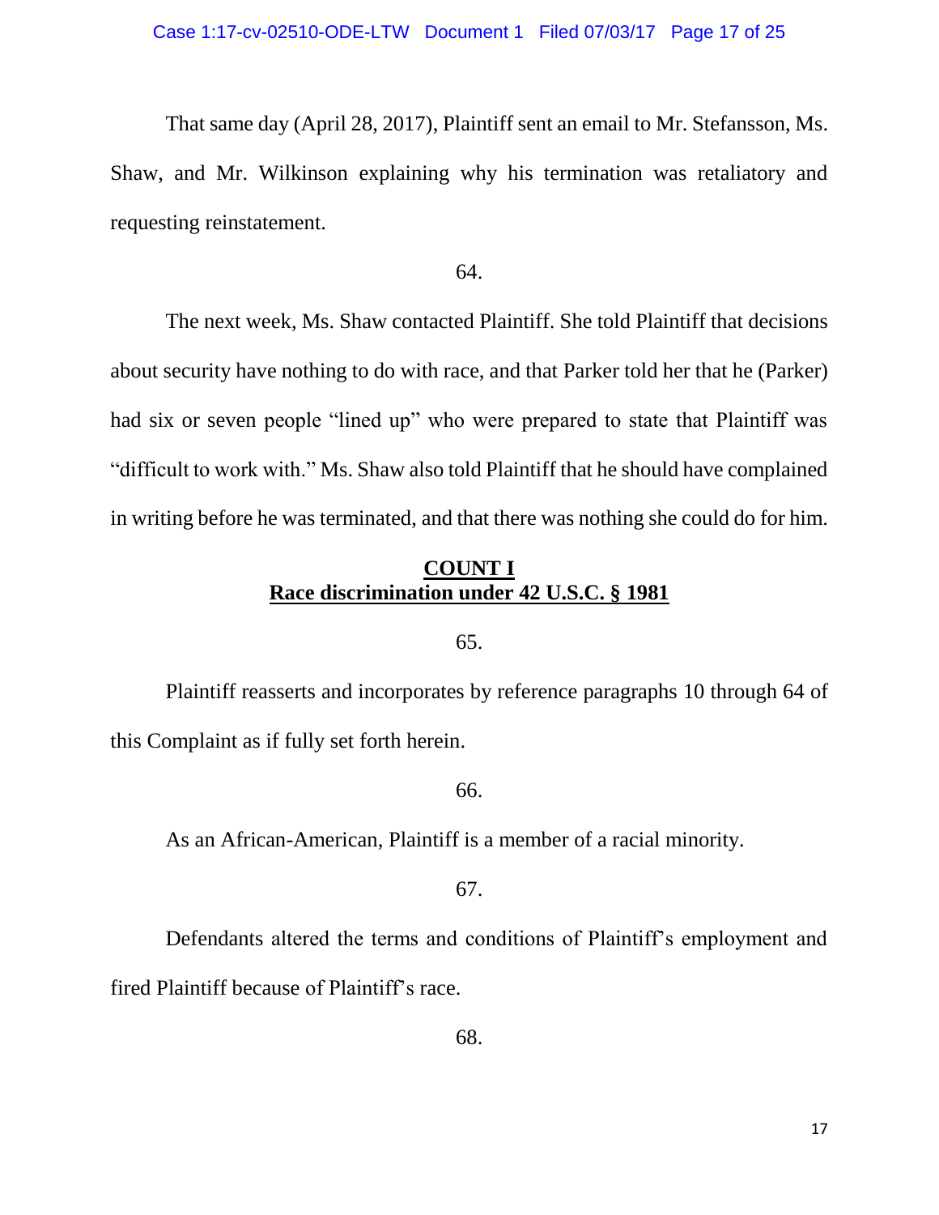That same day (April 28, 2017), Plaintiff sent an email to Mr. Stefansson, Ms. Shaw, and Mr. Wilkinson explaining why his termination was retaliatory and requesting reinstatement.

64.

The next week, Ms. Shaw contacted Plaintiff. She told Plaintiff that decisions about security have nothing to do with race, and that Parker told her that he (Parker) had six or seven people "lined up" who were prepared to state that Plaintiff was "difficult to work with." Ms. Shaw also told Plaintiff that he should have complained in writing before he was terminated, and that there was nothing she could do for him.

## COUNT I
## Race discrimination under 42 U.S.C. § 1981

65.

Plaintiff reasserts and incorporates by reference paragraphs 10 through 64 of this Complaint as if fully set forth herein.

66.

As an African-American, Plaintiff is a member of a racial minority.

67.

Defendants altered the terms and conditions of Plaintiff's employment and fired Plaintiff because of Plaintiff's race.

68.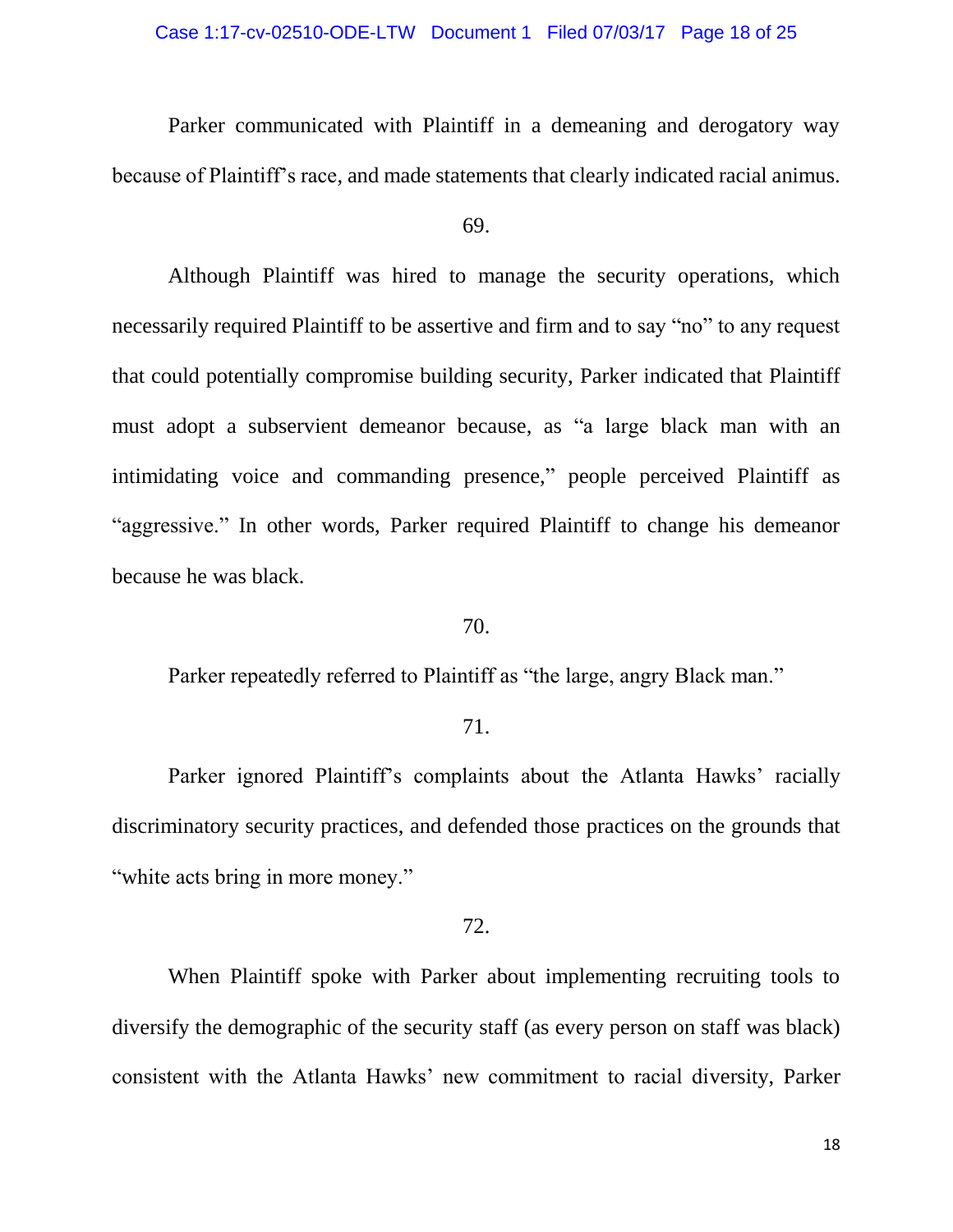Parker communicated with Plaintiff in a demeaning and derogatory way because of Plaintiff's race, and made statements that clearly indicated racial animus.

69.

Although Plaintiff was hired to manage the security operations, which necessarily required Plaintiff to be assertive and firm and to say "no" to any request that could potentially compromise building security, Parker indicated that Plaintiff must adopt a subservient demeanor because, as "a large black man with an intimidating voice and commanding presence," people perceived Plaintiff as "aggressive." In other words, Parker required Plaintiff to change his demeanor because he was black.

70.

Parker repeatedly referred to Plaintiff as "the large, angry Black man."

71.

Parker ignored Plaintiff's complaints about the Atlanta Hawks' racially discriminatory security practices, and defended those practices on the grounds that "white acts bring in more money."

72.

When Plaintiff spoke with Parker about implementing recruiting tools to diversify the demographic of the security staff (as every person on staff was black) consistent with the Atlanta Hawks' new commitment to racial diversity, Parker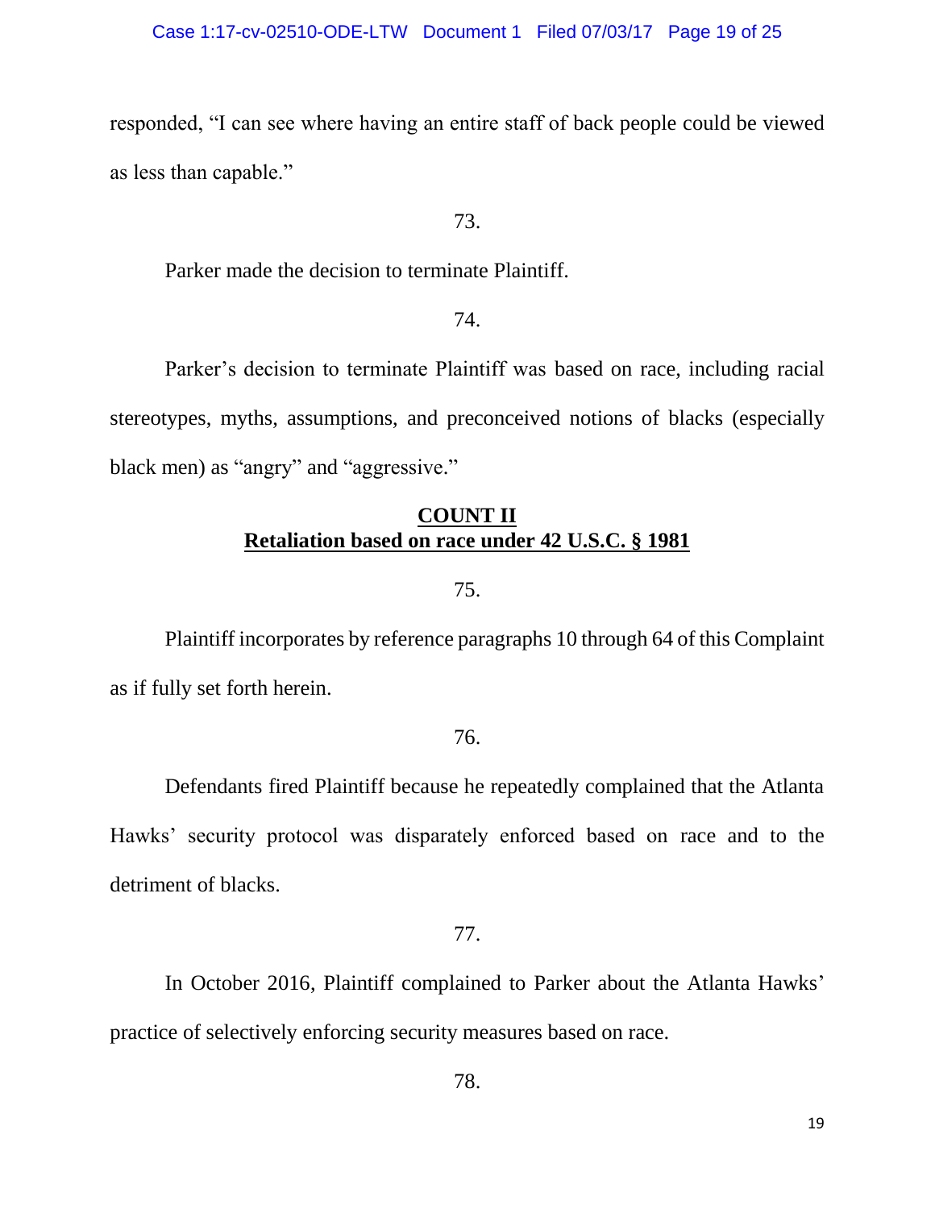responded, "I can see where having an entire staff of back people could be viewed as less than capable."

73.

Parker made the decision to terminate Plaintiff.

74.

Parker's decision to terminate Plaintiff was based on race, including racial stereotypes, myths, assumptions, and preconceived notions of blacks (especially black men) as "angry" and "aggressive."

## **COUNT II**
## **Retaliation based on race under 42 U.S.C. § 1981**

75.

Plaintiff incorporates by reference paragraphs 10 through 64 of this Complaint as if fully set forth herein.

76.

Defendants fired Plaintiff because he repeatedly complained that the Atlanta Hawks' security protocol was disparately enforced based on race and to the detriment of blacks.

77.

In October 2016, Plaintiff complained to Parker about the Atlanta Hawks' practice of selectively enforcing security measures based on race.

78.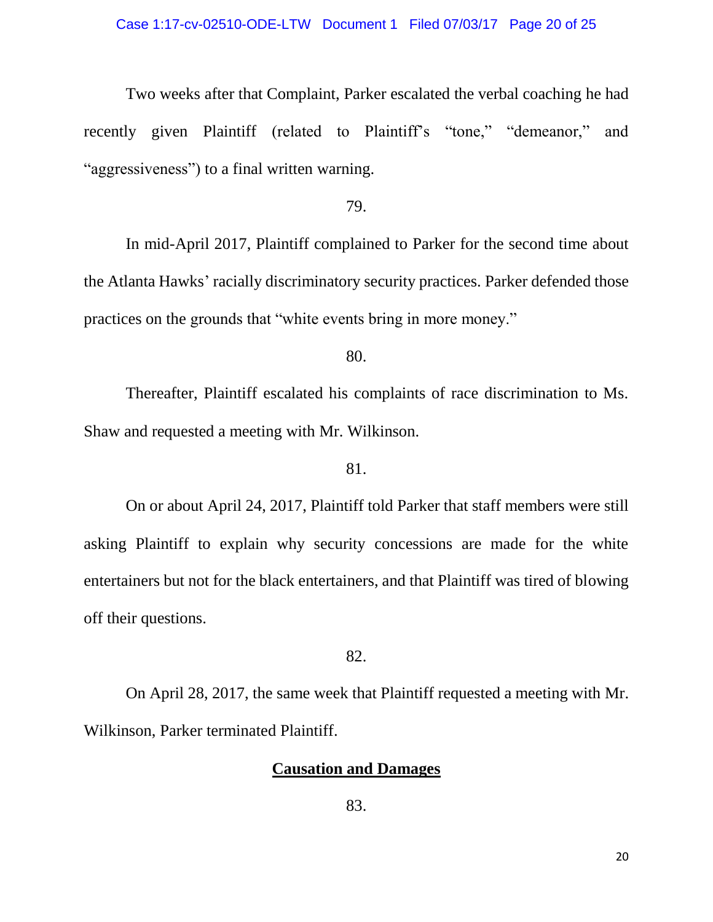Two weeks after that Complaint, Parker escalated the verbal coaching he had recently given Plaintiff (related to Plaintiff's "tone," "demeanor," and "aggressiveness") to a final written warning.

79.

In mid-April 2017, Plaintiff complained to Parker for the second time about the Atlanta Hawks' racially discriminatory security practices. Parker defended those practices on the grounds that "white events bring in more money."

80.

Thereafter, Plaintiff escalated his complaints of race discrimination to Ms. Shaw and requested a meeting with Mr. Wilkinson.

81.

On or about April 24, 2017, Plaintiff told Parker that staff members were still asking Plaintiff to explain why security concessions are made for the white entertainers but not for the black entertainers, and that Plaintiff was tired of blowing off their questions.

82.

On April 28, 2017, the same week that Plaintiff requested a meeting with Mr. Wilkinson, Parker terminated Plaintiff.

**Causation and Damages**

83.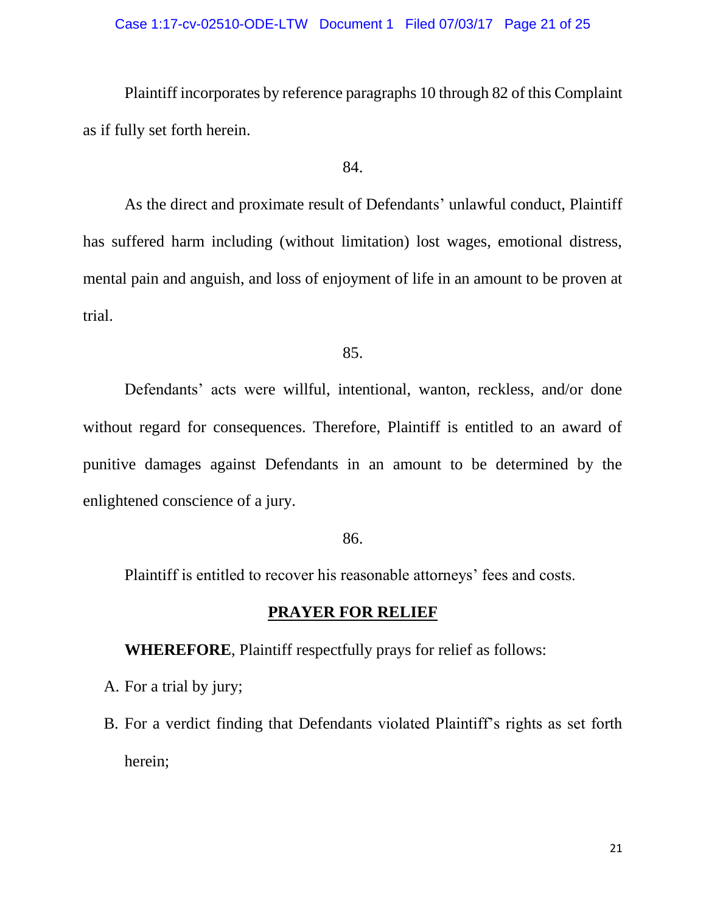Plaintiff incorporates by reference paragraphs 10 through 82 of this Complaint as if fully set forth herein.

84.

As the direct and proximate result of Defendants' unlawful conduct, Plaintiff has suffered harm including (without limitation) lost wages, emotional distress, mental pain and anguish, and loss of enjoyment of life in an amount to be proven at trial.

85.

Defendants' acts were willful, intentional, wanton, reckless, and/or done without regard for consequences. Therefore, Plaintiff is entitled to an award of punitive damages against Defendants in an amount to be determined by the enlightened conscience of a jury.

86.

Plaintiff is entitled to recover his reasonable attorneys' fees and costs.

**PRAYER FOR RELIEF**

**WHEREFORE**, Plaintiff respectfully prays for relief as follows:

A. For a trial by jury;

B. For a verdict finding that Defendants violated Plaintiff's rights as set forth herein;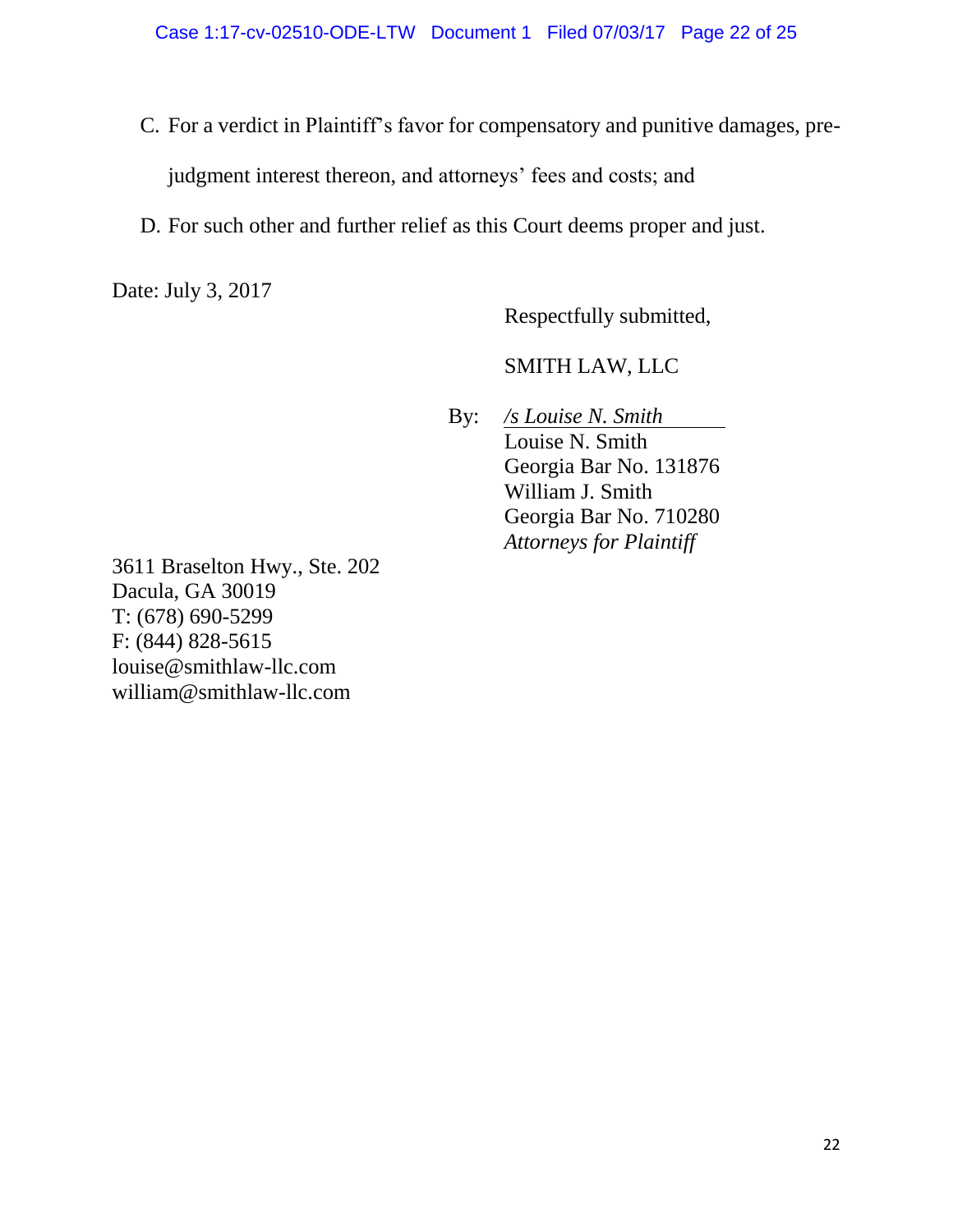C. For a verdict in Plaintiff's favor for compensatory and punitive damages, pre-judgment interest thereon, and attorneys' fees and costs; and

D. For such other and further relief as this Court deems proper and just.

Date: July 3, 2017

Respectfully submitted,

SMITH LAW, LLC

By: */s Louise N. Smith*
Louise N. Smith
Georgia Bar No. 131876
William J. Smith
Georgia Bar No. 710280
*Attorneys for Plaintiff*

3611 Braselton Hwy., Ste. 202
Dacula, GA 30019
T: (678) 690-5299
F: (844) 828-5615
louise@smithlaw-llc.com
william@smithlaw-llc.com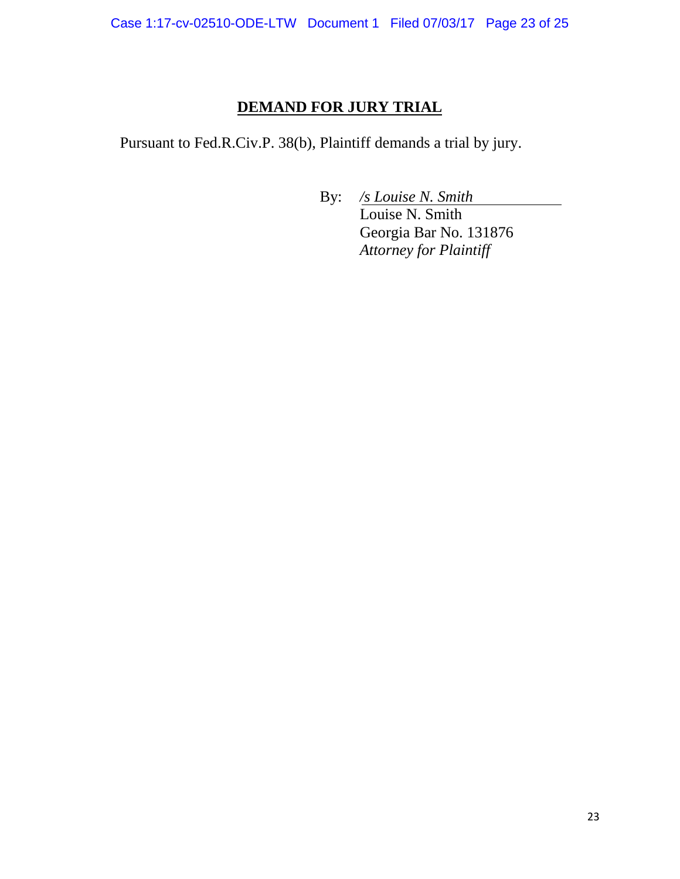## DEMAND FOR JURY TRIAL

Pursuant to Fed.R.Civ.P. 38(b), Plaintiff demands a trial by jury.

By: */s Louise N. Smith*
Louise N. Smith
Georgia Bar No. 131876
*Attorney for Plaintiff*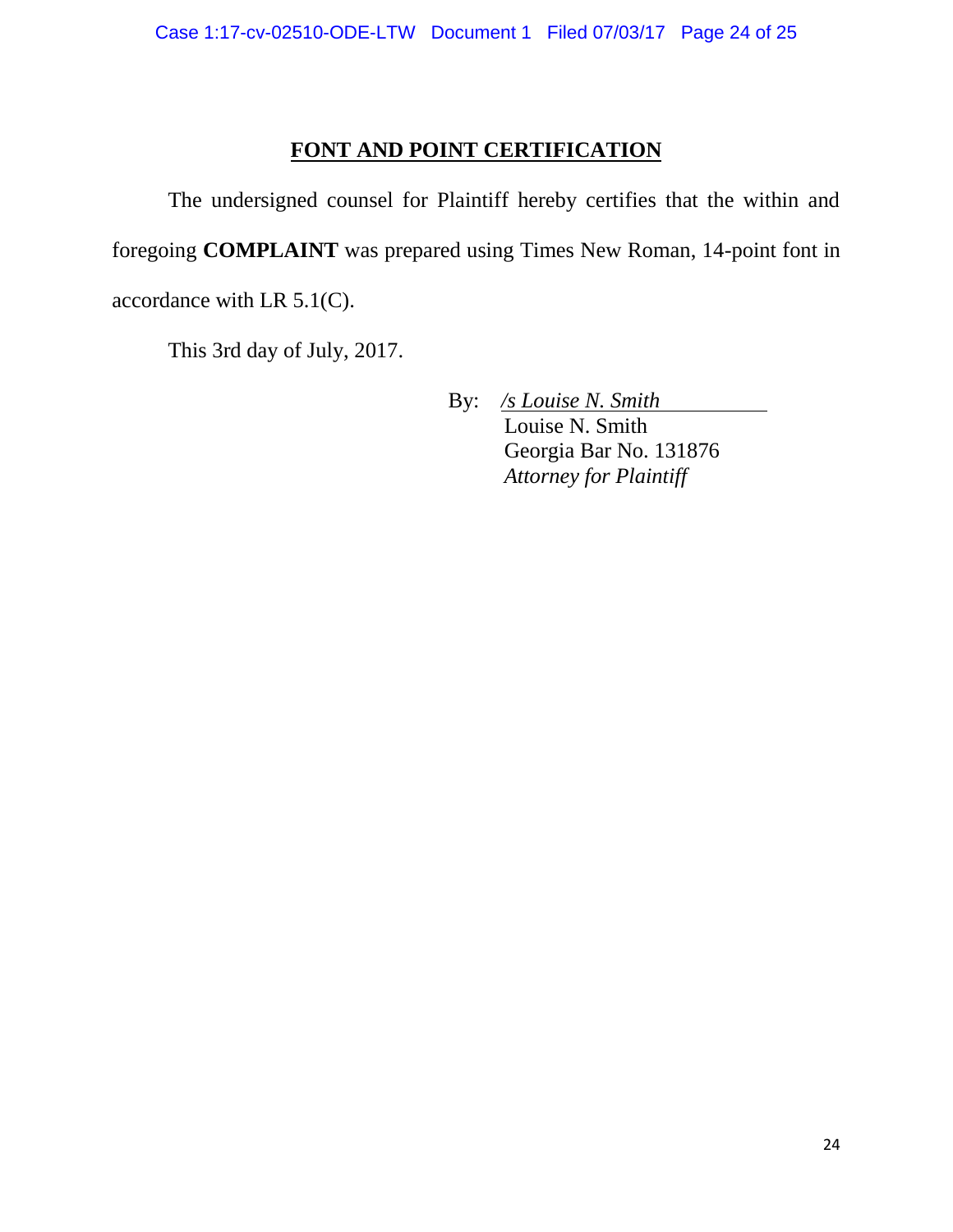## FONT AND POINT CERTIFICATION

The undersigned counsel for Plaintiff hereby certifies that the within and foregoing **COMPLAINT** was prepared using Times New Roman, 14-point font in accordance with LR 5.1(C).

This 3rd day of July, 2017.

By: */s Louise N. Smith*
Louise N. Smith
Georgia Bar No. 131876
*Attorney for Plaintiff*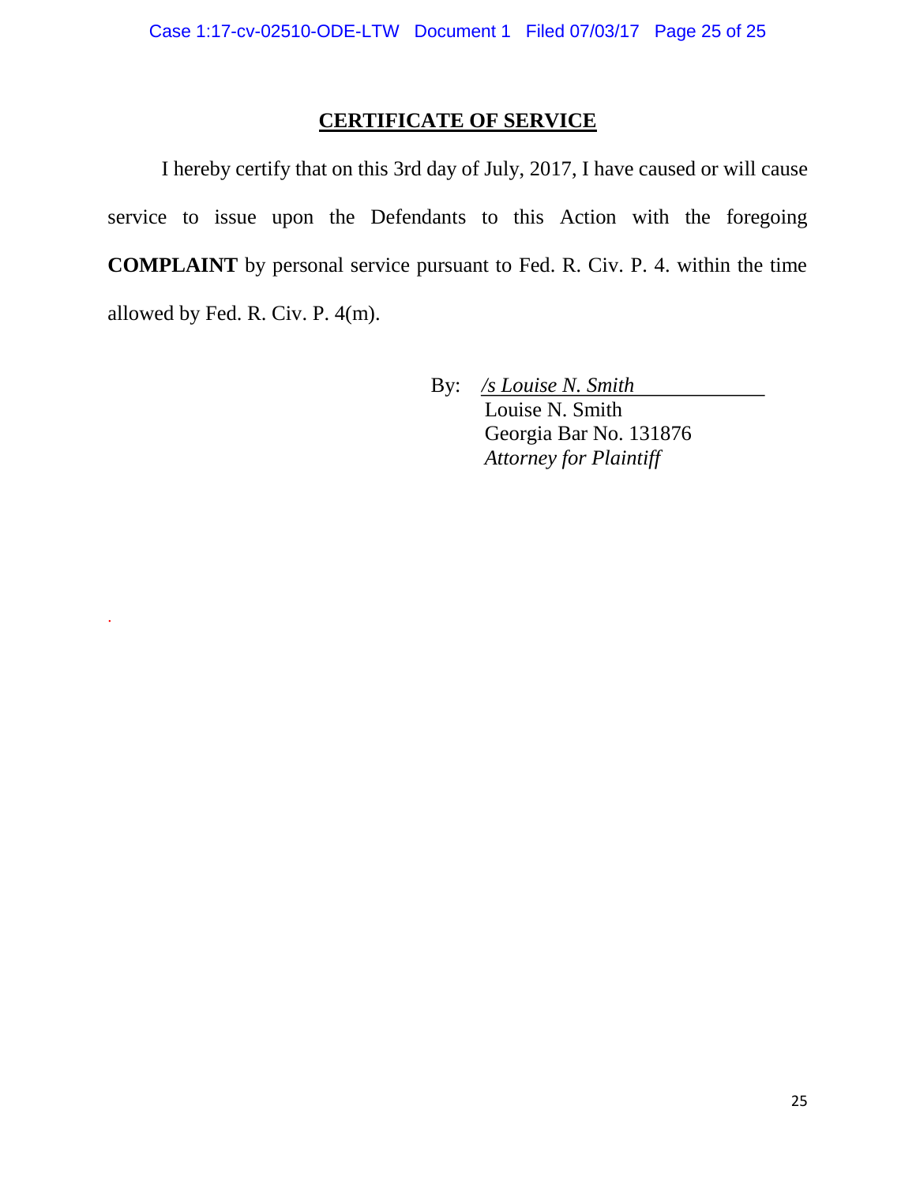## CERTIFICATE OF SERVICE

I hereby certify that on this 3rd day of July, 2017, I have caused or will cause service to issue upon the Defendants to this Action with the foregoing **COMPLAINT** by personal service pursuant to Fed. R. Civ. P. 4. within the time allowed by Fed. R. Civ. P. 4(m).

By: */s Louise N. Smith*
Louise N. Smith
Georgia Bar No. 131876
*Attorney for Plaintiff*